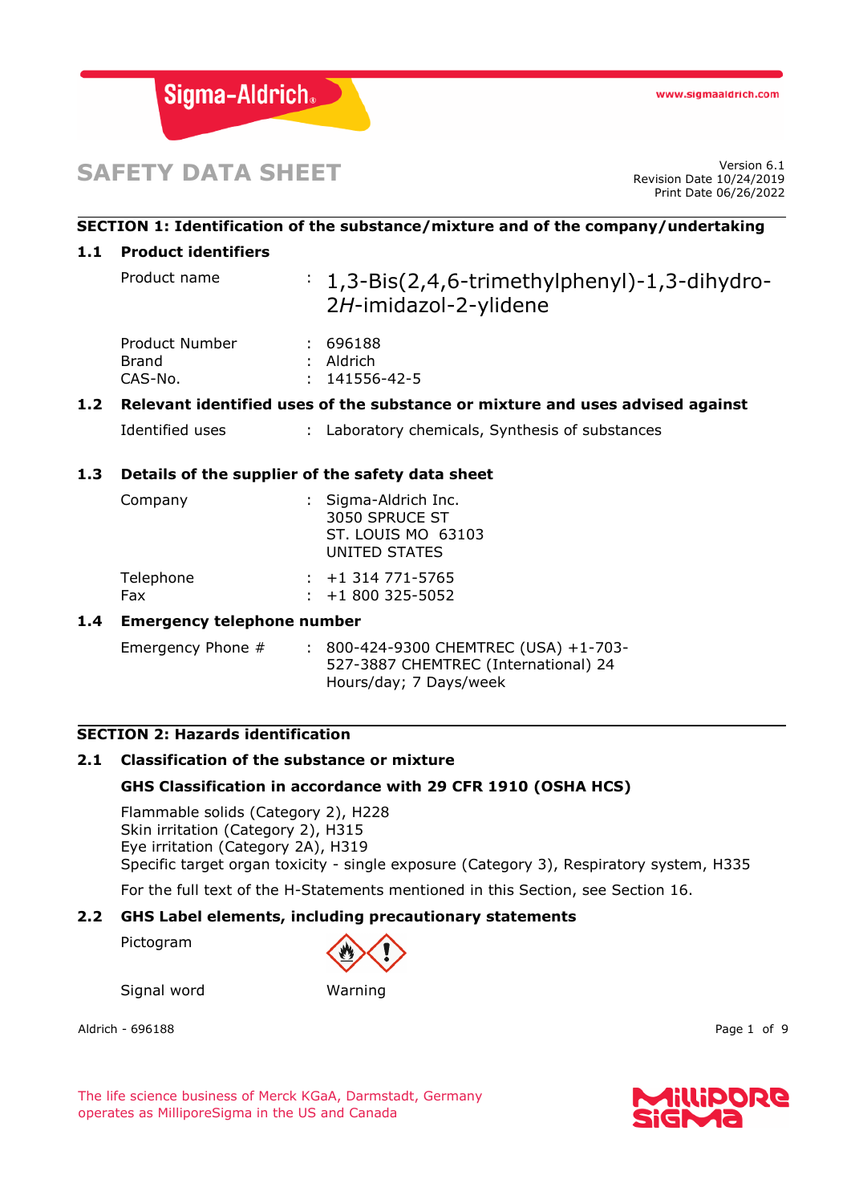# SAFETY DATA SHEET

Version 6.1
Revision Date 10/24/2019
Print Date 06/26/2022

## SECTION 1: Identification of the substance/mixture and of the company/undertaking

### 1.1 Product identifiers

Product name : 1,3-Bis(2,4,6-trimethylphenyl)-1,3-dihydro-2*H*-imidazol-2-ylidene

Product Number : 696188
Brand : Aldrich
CAS-No. : 141556-42-5

### 1.2 Relevant identified uses of the substance or mixture and uses advised against

Identified uses : Laboratory chemicals, Synthesis of substances

### 1.3 Details of the supplier of the safety data sheet

Company : Sigma-Aldrich Inc.
3050 SPRUCE ST
ST. LOUIS MO 63103
UNITED STATES

Telephone : +1 314 771-5765
Fax : +1 800 325-5052

### 1.4 Emergency telephone number

Emergency Phone # : 800-424-9300 CHEMTREC (USA) +1-703-527-3887 CHEMTREC (International) 24 Hours/day; 7 Days/week

## SECTION 2: Hazards identification

### 2.1 Classification of the substance or mixture

**GHS Classification in accordance with 29 CFR 1910 (OSHA HCS)**

Flammable solids (Category 2), H228
Skin irritation (Category 2), H315
Eye irritation (Category 2A), H319
Specific target organ toxicity - single exposure (Category 3), Respiratory system, H335

For the full text of the H-Statements mentioned in this Section, see Section 16.

### 2.2 GHS Label elements, including precautionary statements

Pictogram

Signal word Warning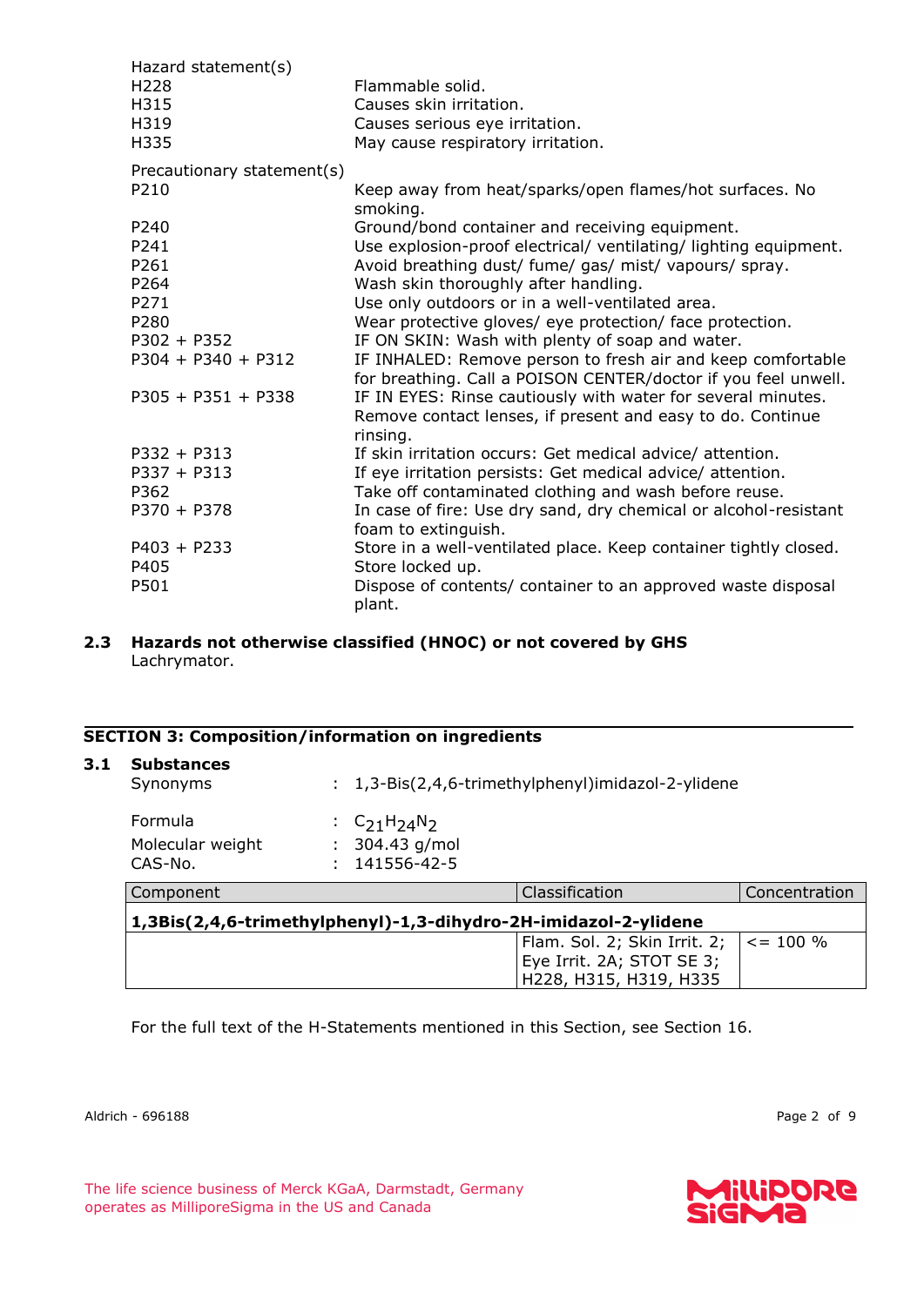Hazard statement(s)

| | |
|---|---|
| H228 | Flammable solid. |
| H315 | Causes skin irritation. |
| H319 | Causes serious eye irritation. |
| H335 | May cause respiratory irritation. |

Precautionary statement(s)

| | |
|---|---|
| P210 | Keep away from heat/sparks/open flames/hot surfaces. No smoking. |
| P240 | Ground/bond container and receiving equipment. |
| P241 | Use explosion-proof electrical/ ventilating/ lighting equipment. |
| P261 | Avoid breathing dust/ fume/ gas/ mist/ vapours/ spray. |
| P264 | Wash skin thoroughly after handling. |
| P271 | Use only outdoors or in a well-ventilated area. |
| P280 | Wear protective gloves/ eye protection/ face protection. |
| P302 + P352 | IF ON SKIN: Wash with plenty of soap and water. |
| P304 + P340 + P312 | IF INHALED: Remove person to fresh air and keep comfortable for breathing. Call a POISON CENTER/doctor if you feel unwell. |
| P305 + P351 + P338 | IF IN EYES: Rinse cautiously with water for several minutes. Remove contact lenses, if present and easy to do. Continue rinsing. |
| P332 + P313 | If skin irritation occurs: Get medical advice/ attention. |
| P337 + P313 | If eye irritation persists: Get medical advice/ attention. |
| P362 | Take off contaminated clothing and wash before reuse. |
| P370 + P378 | In case of fire: Use dry sand, dry chemical or alcohol-resistant foam to extinguish. |
| P403 + P233 | Store in a well-ventilated place. Keep container tightly closed. |
| P405 | Store locked up. |
| P501 | Dispose of contents/ container to an approved waste disposal plant. |

### 2.3 Hazards not otherwise classified (HNOC) or not covered by GHS

Lachrymator.

## SECTION 3: Composition/information on ingredients

### 3.1 Substances

Synonyms : 1,3-Bis(2,4,6-trimethylphenyl)imidazol-2-ylidene

Formula : $C_{21}H_{24}N_2$

Molecular weight : 304.43 g/mol

CAS-No. : 141556-42-5

| Component | Classification | Concentration |
|---|---|---|
| **1,3Bis(2,4,6-trimethylphenyl)-1,3-dihydro-2H-imidazol-2-ylidene** | | |
| | Flam. Sol. 2; Skin Irrit. 2; Eye Irrit. 2A; STOT SE 3; H228, H315, H319, H335 | <= 100 % |

For the full text of the H-Statements mentioned in this Section, see Section 16.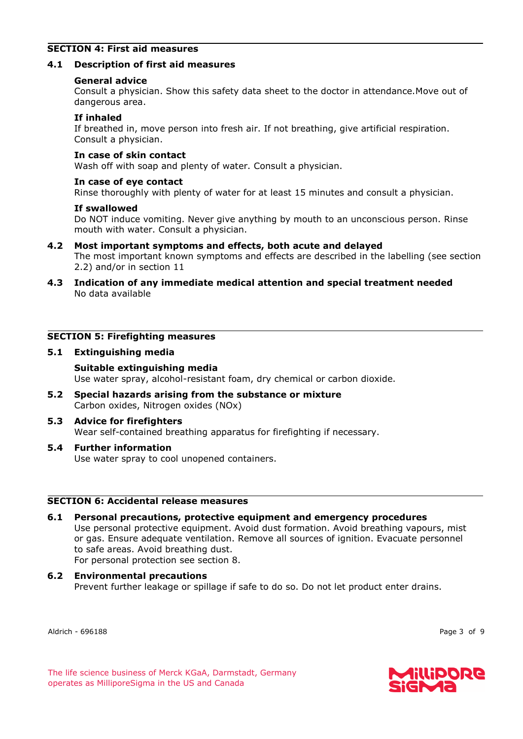## SECTION 4: First aid measures

### 4.1 Description of first aid measures

**General advice**
Consult a physician. Show this safety data sheet to the doctor in attendance.Move out of dangerous area.

**If inhaled**
If breathed in, move person into fresh air. If not breathing, give artificial respiration. Consult a physician.

**In case of skin contact**
Wash off with soap and plenty of water. Consult a physician.

**In case of eye contact**
Rinse thoroughly with plenty of water for at least 15 minutes and consult a physician.

**If swallowed**
Do NOT induce vomiting. Never give anything by mouth to an unconscious person. Rinse mouth with water. Consult a physician.

### 4.2 Most important symptoms and effects, both acute and delayed
The most important known symptoms and effects are described in the labelling (see section 2.2) and/or in section 11

### 4.3 Indication of any immediate medical attention and special treatment needed
No data available

## SECTION 5: Firefighting measures

### 5.1 Extinguishing media

**Suitable extinguishing media**
Use water spray, alcohol-resistant foam, dry chemical or carbon dioxide.

### 5.2 Special hazards arising from the substance or mixture
Carbon oxides, Nitrogen oxides (NOx)

### 5.3 Advice for firefighters
Wear self-contained breathing apparatus for firefighting if necessary.

### 5.4 Further information
Use water spray to cool unopened containers.

## SECTION 6: Accidental release measures

### 6.1 Personal precautions, protective equipment and emergency procedures
Use personal protective equipment. Avoid dust formation. Avoid breathing vapours, mist or gas. Ensure adequate ventilation. Remove all sources of ignition. Evacuate personnel to safe areas. Avoid breathing dust.
For personal protection see section 8.

### 6.2 Environmental precautions
Prevent further leakage or spillage if safe to do so. Do not let product enter drains.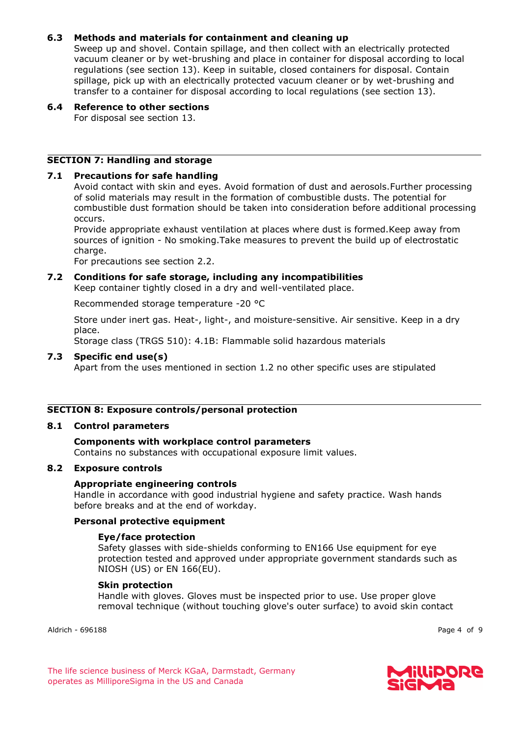### 6.3 Methods and materials for containment and cleaning up

Sweep up and shovel. Contain spillage, and then collect with an electrically protected vacuum cleaner or by wet-brushing and place in container for disposal according to local regulations (see section 13). Keep in suitable, closed containers for disposal. Contain spillage, pick up with an electrically protected vacuum cleaner or by wet-brushing and transfer to a container for disposal according to local regulations (see section 13).

### 6.4 Reference to other sections

For disposal see section 13.

## SECTION 7: Handling and storage

### 7.1 Precautions for safe handling

Avoid contact with skin and eyes. Avoid formation of dust and aerosols.Further processing of solid materials may result in the formation of combustible dusts. The potential for combustible dust formation should be taken into consideration before additional processing occurs.
Provide appropriate exhaust ventilation at places where dust is formed.Keep away from sources of ignition - No smoking.Take measures to prevent the build up of electrostatic charge.
For precautions see section 2.2.

### 7.2 Conditions for safe storage, including any incompatibilities

Keep container tightly closed in a dry and well-ventilated place.

Recommended storage temperature -20 °C

Store under inert gas. Heat-, light-, and moisture-sensitive. Air sensitive. Keep in a dry place.
Storage class (TRGS 510): 4.1B: Flammable solid hazardous materials

### 7.3 Specific end use(s)

Apart from the uses mentioned in section 1.2 no other specific uses are stipulated

## SECTION 8: Exposure controls/personal protection

### 8.1 Control parameters

**Components with workplace control parameters**
Contains no substances with occupational exposure limit values.

### 8.2 Exposure controls

**Appropriate engineering controls**
Handle in accordance with good industrial hygiene and safety practice. Wash hands before breaks and at the end of workday.

**Personal protective equipment**

**Eye/face protection**
Safety glasses with side-shields conforming to EN166 Use equipment for eye protection tested and approved under appropriate government standards such as NIOSH (US) or EN 166(EU).

**Skin protection**
Handle with gloves. Gloves must be inspected prior to use. Use proper glove removal technique (without touching glove's outer surface) to avoid skin contact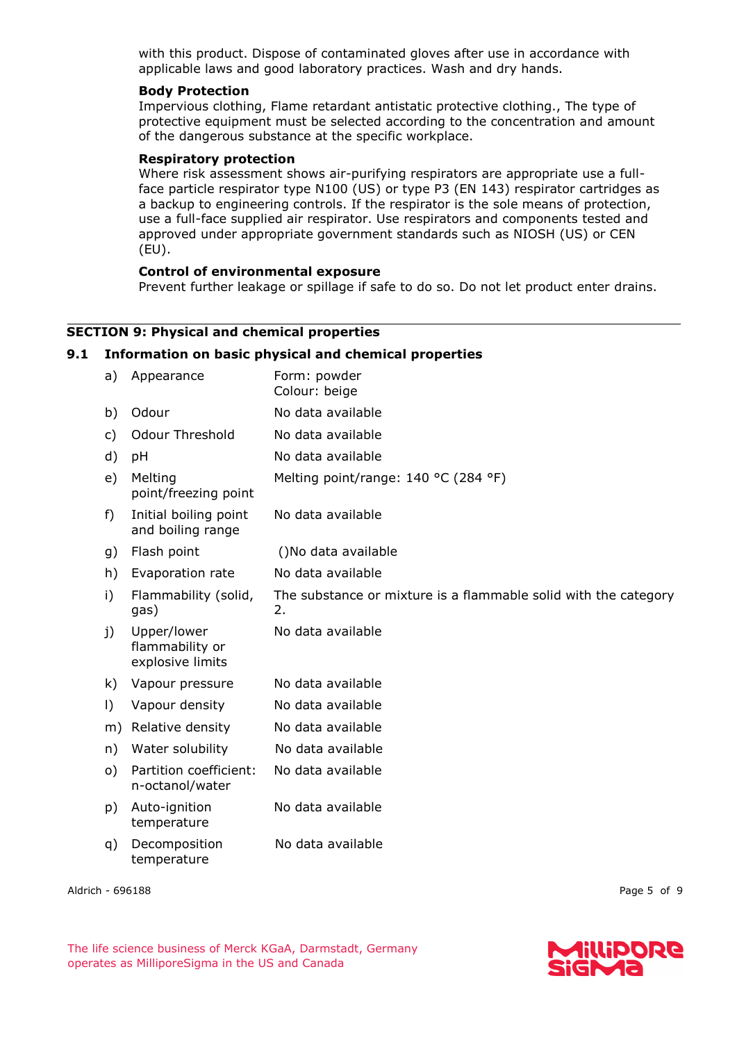with this product. Dispose of contaminated gloves after use in accordance with applicable laws and good laboratory practices. Wash and dry hands.

**Body Protection**

Impervious clothing, Flame retardant antistatic protective clothing., The type of protective equipment must be selected according to the concentration and amount of the dangerous substance at the specific workplace.

**Respiratory protection**

Where risk assessment shows air-purifying respirators are appropriate use a full-face particle respirator type N100 (US) or type P3 (EN 143) respirator cartridges as a backup to engineering controls. If the respirator is the sole means of protection, use a full-face supplied air respirator. Use respirators and components tested and approved under appropriate government standards such as NIOSH (US) or CEN (EU).

**Control of environmental exposure**

Prevent further leakage or spillage if safe to do so. Do not let product enter drains.

## SECTION 9: Physical and chemical properties

### 9.1 Information on basic physical and chemical properties

| | | |
|---|---|---|
| a) | Appearance | Form: powder<br>Colour: beige |
| b) | Odour | No data available |
| c) | Odour Threshold | No data available |
| d) | pH | No data available |
| e) | Melting point/freezing point | Melting point/range: 140 °C (284 °F) |
| f) | Initial boiling point and boiling range | No data available |
| g) | Flash point | ()No data available |
| h) | Evaporation rate | No data available |
| i) | Flammability (solid, gas) | The substance or mixture is a flammable solid with the category 2. |
| j) | Upper/lower flammability or explosive limits | No data available |
| k) | Vapour pressure | No data available |
| l) | Vapour density | No data available |
| m) | Relative density | No data available |
| n) | Water solubility | No data available |
| o) | Partition coefficient: n-octanol/water | No data available |
| p) | Auto-ignition temperature | No data available |
| q) | Decomposition temperature | No data available |

Aldrich - 696188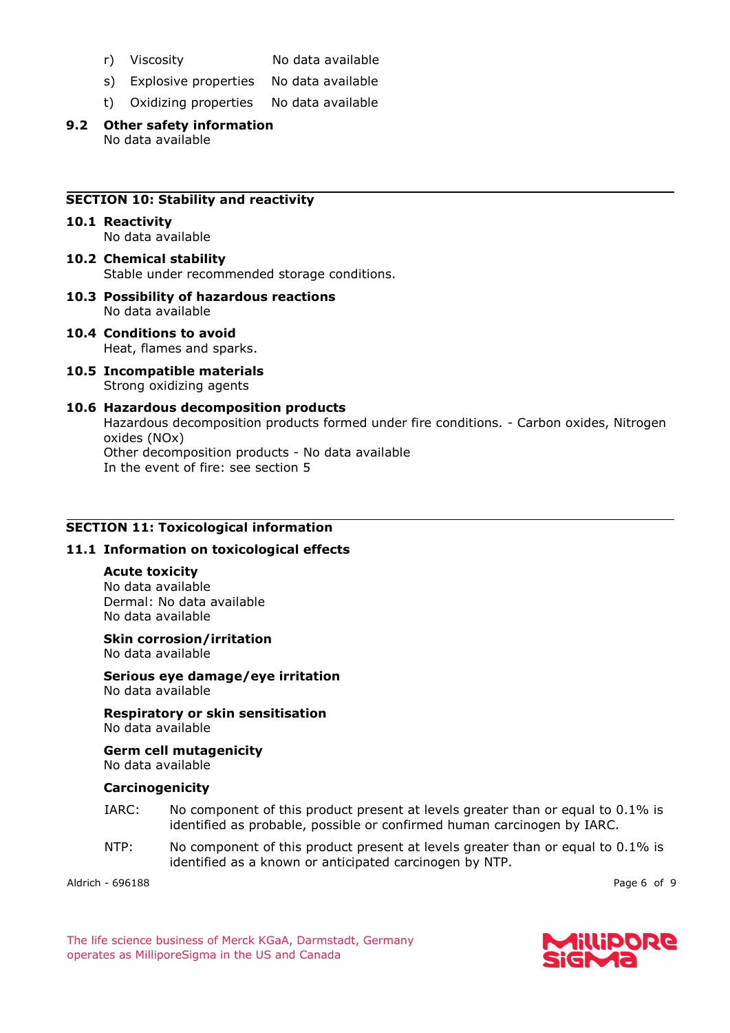r) Viscosity No data available

s) Explosive properties No data available

t) Oxidizing properties No data available

**9.2 Other safety information**

No data available

## SECTION 10: Stability and reactivity

**10.1 Reactivity**

No data available

**10.2 Chemical stability**

Stable under recommended storage conditions.

**10.3 Possibility of hazardous reactions**

No data available

**10.4 Conditions to avoid**

Heat, flames and sparks.

**10.5 Incompatible materials**

Strong oxidizing agents

**10.6 Hazardous decomposition products**

Hazardous decomposition products formed under fire conditions. - Carbon oxides, Nitrogen oxides (NOx)

Other decomposition products - No data available

In the event of fire: see section 5

## SECTION 11: Toxicological information

**11.1 Information on toxicological effects**

**Acute toxicity**

No data available

Dermal: No data available

No data available

**Skin corrosion/irritation**

No data available

**Serious eye damage/eye irritation**

No data available

**Respiratory or skin sensitisation**

No data available

**Germ cell mutagenicity**

No data available

**Carcinogenicity**

IARC: No component of this product present at levels greater than or equal to 0.1% is identified as probable, possible or confirmed human carcinogen by IARC.

NTP: No component of this product present at levels greater than or equal to 0.1% is identified as a known or anticipated carcinogen by NTP.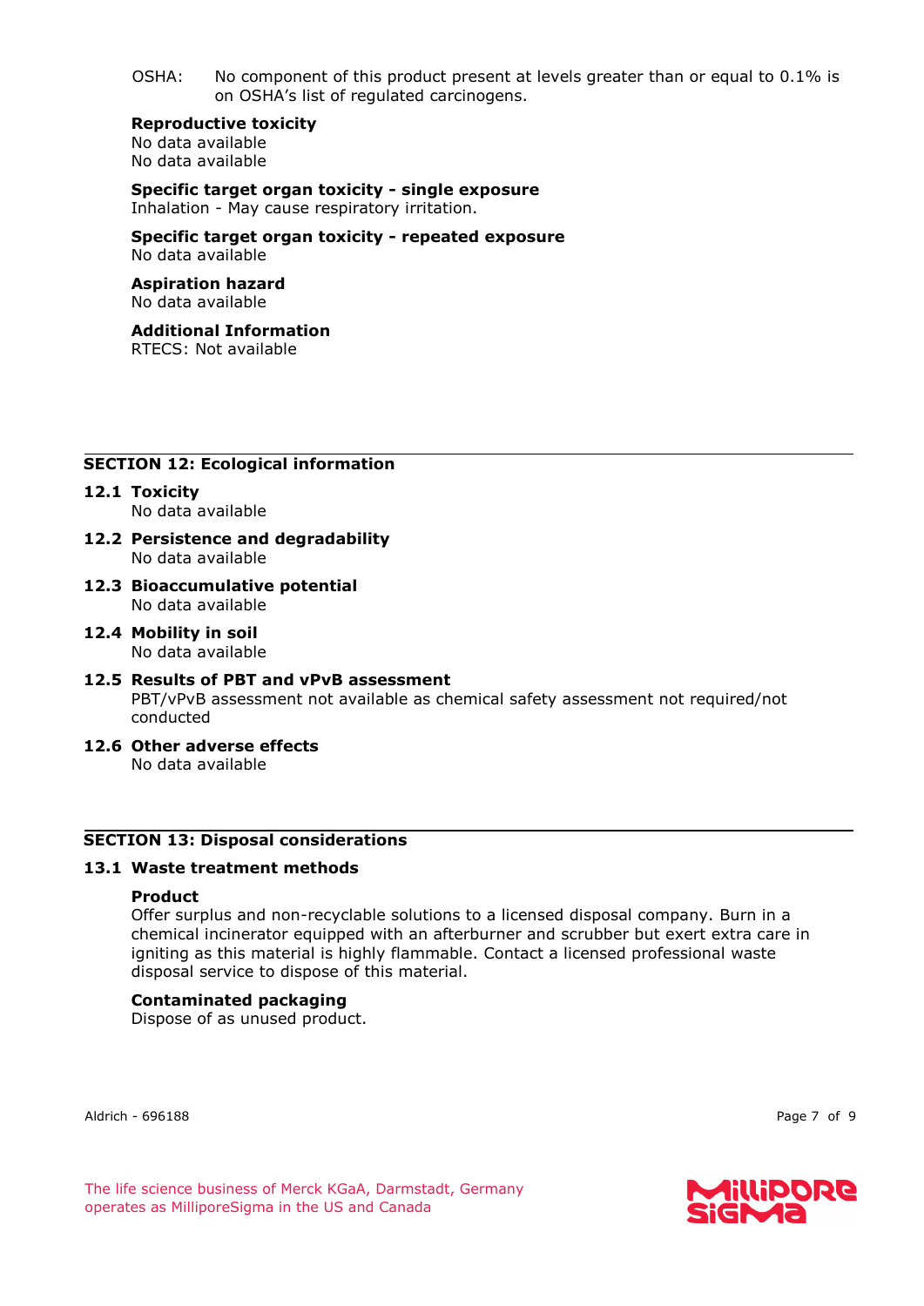OSHA: No component of this product present at levels greater than or equal to 0.1% is on OSHA's list of regulated carcinogens.

**Reproductive toxicity**
No data available
No data available

**Specific target organ toxicity - single exposure**
Inhalation - May cause respiratory irritation.

**Specific target organ toxicity - repeated exposure**
No data available

**Aspiration hazard**
No data available

**Additional Information**
RTECS: Not available

## SECTION 12: Ecological information

### 12.1 Toxicity
No data available

### 12.2 Persistence and degradability
No data available

### 12.3 Bioaccumulative potential
No data available

### 12.4 Mobility in soil
No data available

### 12.5 Results of PBT and vPvB assessment
PBT/vPvB assessment not available as chemical safety assessment not required/not conducted

### 12.6 Other adverse effects
No data available

## SECTION 13: Disposal considerations

### 13.1 Waste treatment methods

**Product**
Offer surplus and non-recyclable solutions to a licensed disposal company. Burn in a chemical incinerator equipped with an afterburner and scrubber but exert extra care in igniting as this material is highly flammable. Contact a licensed professional waste disposal service to dispose of this material.

**Contaminated packaging**
Dispose of as unused product.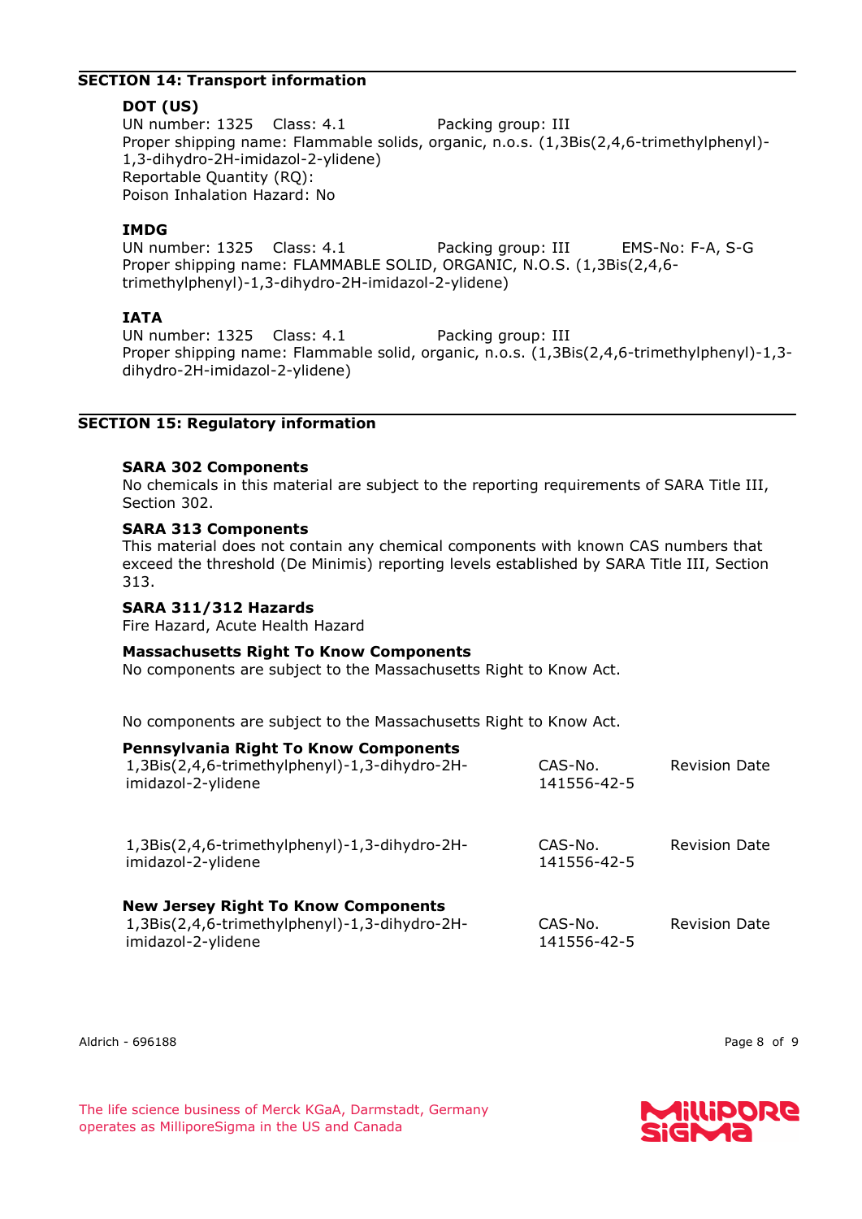## SECTION 14: Transport information

**DOT (US)**
UN number: 1325 Class: 4.1 Packing group: III
Proper shipping name: Flammable solids, organic, n.o.s. (1,3Bis(2,4,6-trimethylphenyl)-1,3-dihydro-2H-imidazol-2-ylidene)
Reportable Quantity (RQ):
Poison Inhalation Hazard: No

**IMDG**
UN number: 1325 Class: 4.1 Packing group: III EMS-No: F-A, S-G
Proper shipping name: FLAMMABLE SOLID, ORGANIC, N.O.S. (1,3Bis(2,4,6-trimethylphenyl)-1,3-dihydro-2H-imidazol-2-ylidene)

**IATA**
UN number: 1325 Class: 4.1 Packing group: III
Proper shipping name: Flammable solid, organic, n.o.s. (1,3Bis(2,4,6-trimethylphenyl)-1,3-dihydro-2H-imidazol-2-ylidene)

## SECTION 15: Regulatory information

**SARA 302 Components**
No chemicals in this material are subject to the reporting requirements of SARA Title III, Section 302.

**SARA 313 Components**
This material does not contain any chemical components with known CAS numbers that exceed the threshold (De Minimis) reporting levels established by SARA Title III, Section 313.

**SARA 311/312 Hazards**
Fire Hazard, Acute Health Hazard

**Massachusetts Right To Know Components**
No components are subject to the Massachusetts Right to Know Act.

No components are subject to the Massachusetts Right to Know Act.

**Pennsylvania Right To Know Components**

| | | |
|---|---|---|
| 1,3Bis(2,4,6-trimethylphenyl)-1,3-dihydro-2H-imidazol-2-ylidene | CAS-No. 141556-42-5 | Revision Date |
| 1,3Bis(2,4,6-trimethylphenyl)-1,3-dihydro-2H-imidazol-2-ylidene | CAS-No. 141556-42-5 | Revision Date |

**New Jersey Right To Know Components**

| | | |
|---|---|---|
| 1,3Bis(2,4,6-trimethylphenyl)-1,3-dihydro-2H-imidazol-2-ylidene | CAS-No. 141556-42-5 | Revision Date |

Aldrich - 696188

The life science business of Merck KGaA, Darmstadt, Germany operates as MilliporeSigma in the US and Canada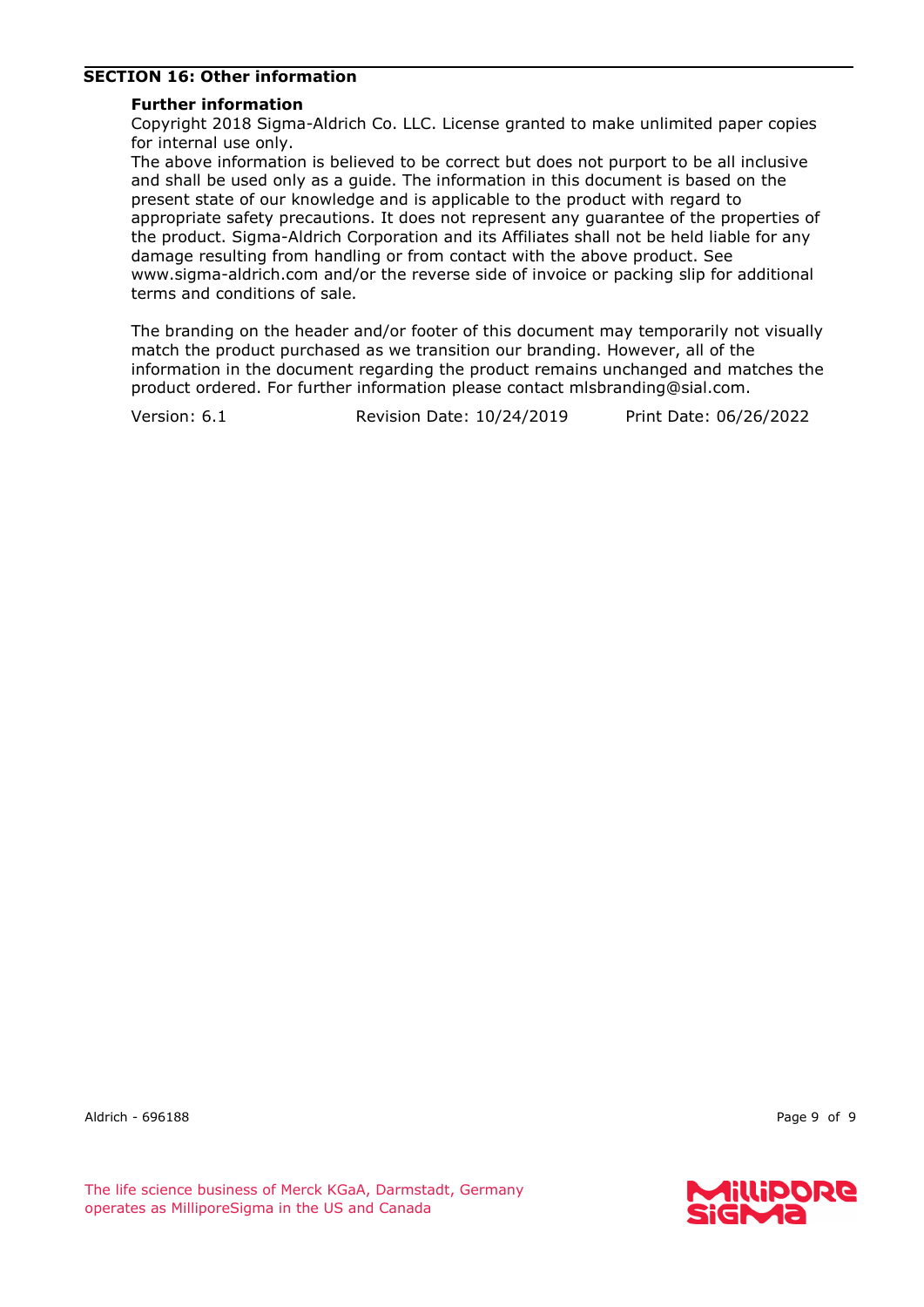## SECTION 16: Other information

**Further information**

Copyright 2018 Sigma-Aldrich Co. LLC. License granted to make unlimited paper copies for internal use only.
The above information is believed to be correct but does not purport to be all inclusive and shall be used only as a guide. The information in this document is based on the present state of our knowledge and is applicable to the product with regard to appropriate safety precautions. It does not represent any guarantee of the properties of the product. Sigma-Aldrich Corporation and its Affiliates shall not be held liable for any damage resulting from handling or from contact with the above product. See www.sigma-aldrich.com and/or the reverse side of invoice or packing slip for additional terms and conditions of sale.

The branding on the header and/or footer of this document may temporarily not visually match the product purchased as we transition our branding. However, all of the information in the document regarding the product remains unchanged and matches the product ordered. For further information please contact mlsbranding@sial.com.

Version: 6.1 Revision Date: 10/24/2019 Print Date: 06/26/2022